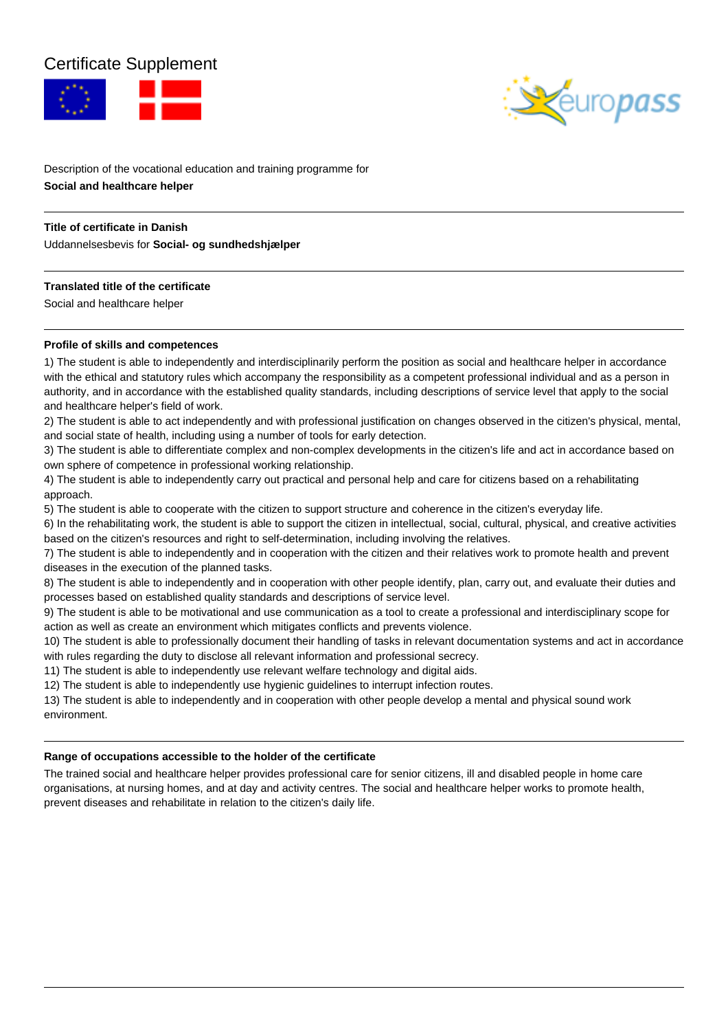# Certificate Supplement

Description of the vocational education and training programme for
**Social and healthcare helper**

---

**Title of certificate in Danish**

Uddannelsesbevis for **Social- og sundhedshjælper**

---

**Translated title of the certificate**

Social and healthcare helper

---

**Profile of skills and competences**

1) The student is able to independently and interdisciplinarily perform the position as social and healthcare helper in accordance with the ethical and statutory rules which accompany the responsibility as a competent professional individual and as a person in authority, and in accordance with the established quality standards, including descriptions of service level that apply to the social and healthcare helper's field of work.
2) The student is able to act independently and with professional justification on changes observed in the citizen's physical, mental, and social state of health, including using a number of tools for early detection.
3) The student is able to differentiate complex and non-complex developments in the citizen's life and act in accordance based on own sphere of competence in professional working relationship.
4) The student is able to independently carry out practical and personal help and care for citizens based on a rehabilitating approach.
5) The student is able to cooperate with the citizen to support structure and coherence in the citizen's everyday life.
6) In the rehabilitating work, the student is able to support the citizen in intellectual, social, cultural, physical, and creative activities based on the citizen's resources and right to self-determination, including involving the relatives.
7) The student is able to independently and in cooperation with the citizen and their relatives work to promote health and prevent diseases in the execution of the planned tasks.
8) The student is able to independently and in cooperation with other people identify, plan, carry out, and evaluate their duties and processes based on established quality standards and descriptions of service level.
9) The student is able to be motivational and use communication as a tool to create a professional and interdisciplinary scope for action as well as create an environment which mitigates conflicts and prevents violence.
10) The student is able to professionally document their handling of tasks in relevant documentation systems and act in accordance with rules regarding the duty to disclose all relevant information and professional secrecy.
11) The student is able to independently use relevant welfare technology and digital aids.
12) The student is able to independently use hygienic guidelines to interrupt infection routes.
13) The student is able to independently and in cooperation with other people develop a mental and physical sound work environment.

---

**Range of occupations accessible to the holder of the certificate**

The trained social and healthcare helper provides professional care for senior citizens, ill and disabled people in home care organisations, at nursing homes, and at day and activity centres. The social and healthcare helper works to promote health, prevent diseases and rehabilitate in relation to the citizen's daily life.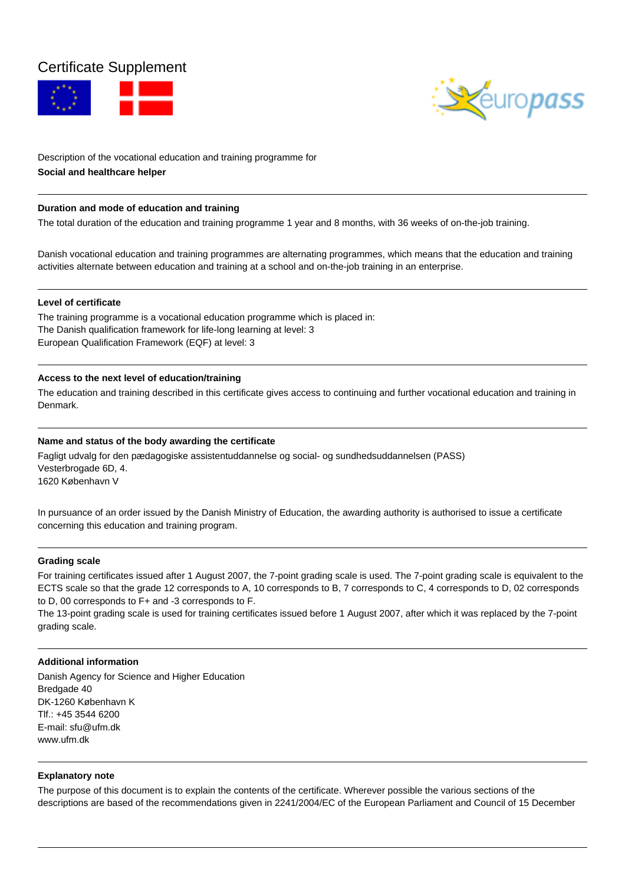# Certificate Supplement

Description of the vocational education and training programme for

**Social and healthcare helper**

---

**Duration and mode of education and training**

The total duration of the education and training programme 1 year and 8 months, with 36 weeks of on-the-job training.

Danish vocational education and training programmes are alternating programmes, which means that the education and training activities alternate between education and training at a school and on-the-job training in an enterprise.

---

**Level of certificate**

The training programme is a vocational education programme which is placed in:
The Danish qualification framework for life-long learning at level: 3
European Qualification Framework (EQF) at level: 3

---

**Access to the next level of education/training**

The education and training described in this certificate gives access to continuing and further vocational education and training in Denmark.

---

**Name and status of the body awarding the certificate**

Fagligt udvalg for den pædagogiske assistentuddannelse og social- og sundhedsuddannelsen (PASS)
Vesterbrogade 6D, 4.
1620 København V

In pursuance of an order issued by the Danish Ministry of Education, the awarding authority is authorised to issue a certificate concerning this education and training program.

---

**Grading scale**

For training certificates issued after 1 August 2007, the 7-point grading scale is used. The 7-point grading scale is equivalent to the ECTS scale so that the grade 12 corresponds to A, 10 corresponds to B, 7 corresponds to C, 4 corresponds to D, 02 corresponds to D, 00 corresponds to F+ and -3 corresponds to F.
The 13-point grading scale is used for training certificates issued before 1 August 2007, after which it was replaced by the 7-point grading scale.

---

**Additional information**

Danish Agency for Science and Higher Education
Bredgade 40
DK-1260 København K
Tlf.: +45 3544 6200
E-mail: sfu@ufm.dk
www.ufm.dk

---

**Explanatory note**

The purpose of this document is to explain the contents of the certificate. Wherever possible the various sections of the descriptions are based of the recommendations given in 2241/2004/EC of the European Parliament and Council of 15 December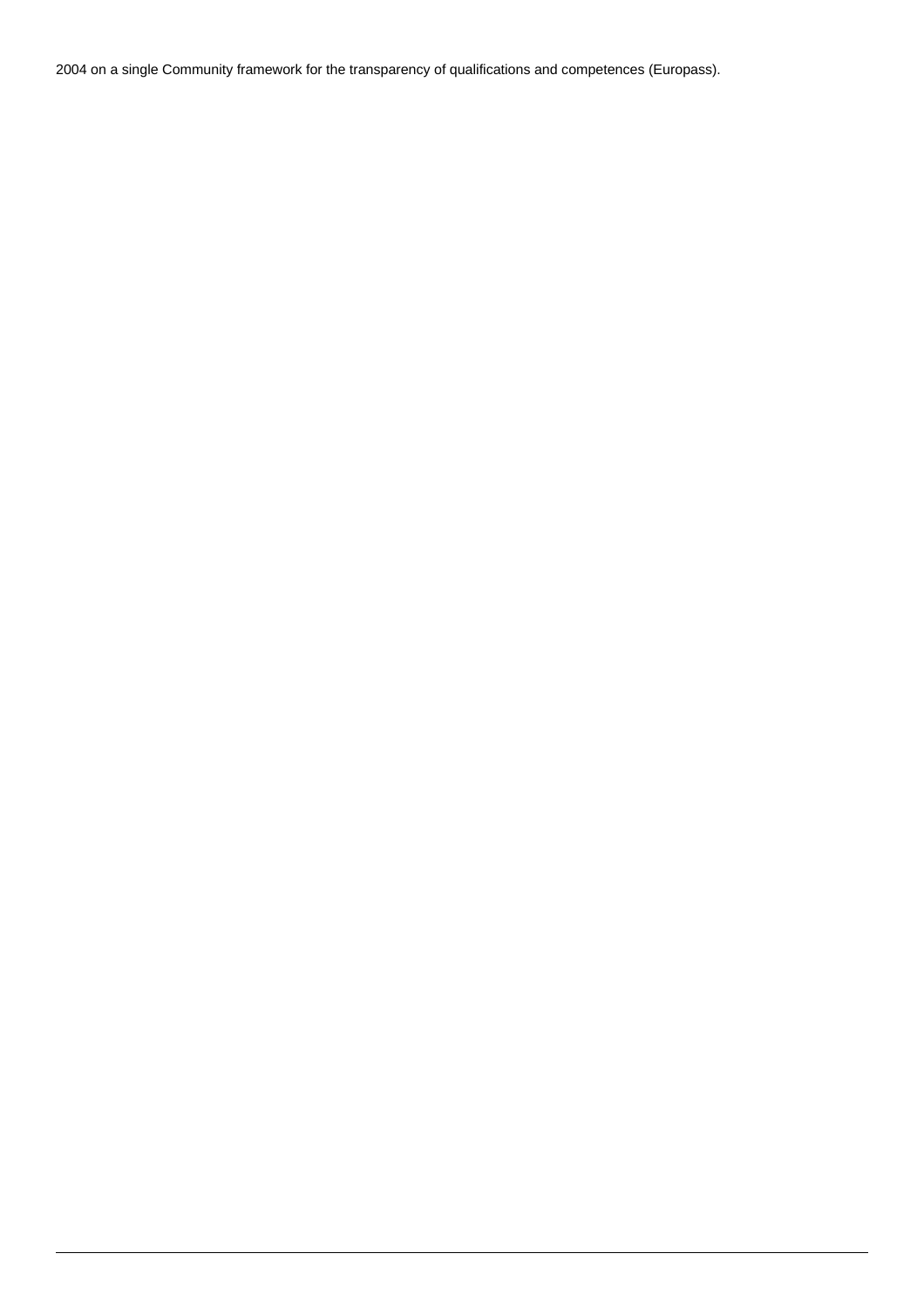2004 on a single Community framework for the transparency of qualifications and competences (Europass).